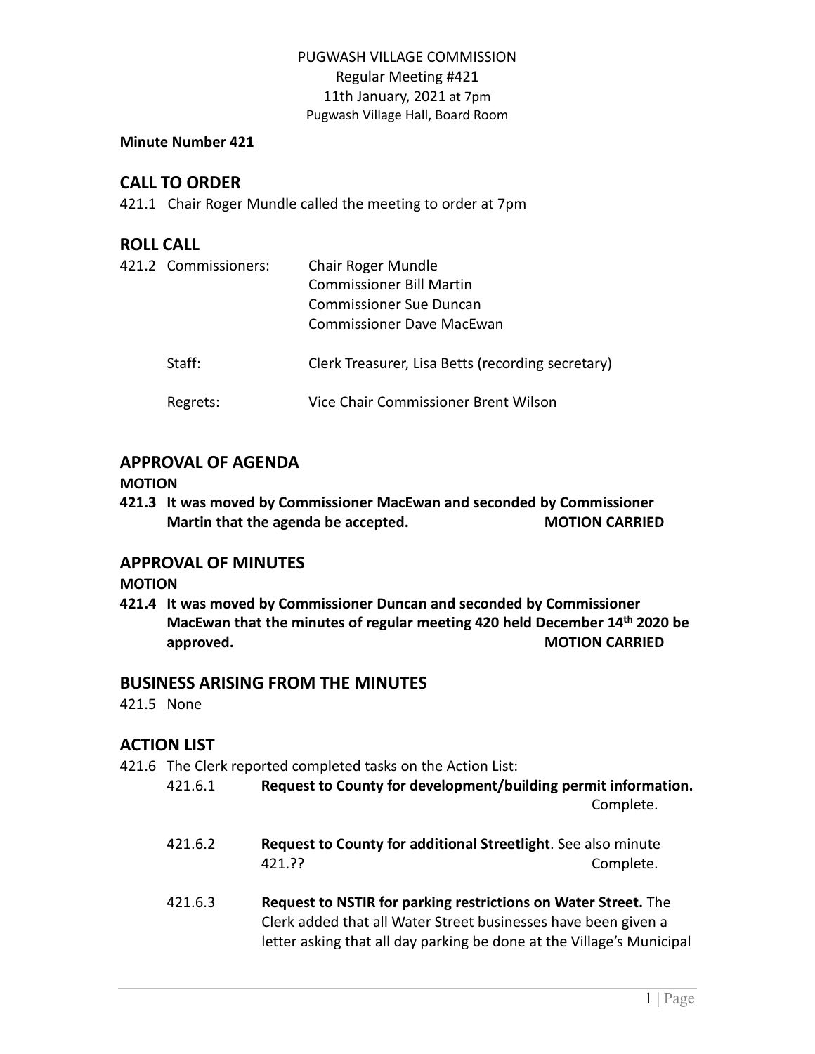PUGWASH VILLAGE COMMISSION
Regular Meeting #421
11th January, 2021 at 7pm
Pugwash Village Hall, Board Room

**Minute Number 421**

## CALL TO ORDER

421.1 Chair Roger Mundle called the meeting to order at 7pm

## ROLL CALL

421.2 Commissioners: Chair Roger Mundle
Commissioner Bill Martin
Commissioner Sue Duncan
Commissioner Dave MacEwan

Staff: Clerk Treasurer, Lisa Betts (recording secretary)

Regrets: Vice Chair Commissioner Brent Wilson

## APPROVAL OF AGENDA

**MOTION**

**421.3 It was moved by Commissioner MacEwan and seconded by Commissioner Martin that the agenda be accepted. MOTION CARRIED**

## APPROVAL OF MINUTES

**MOTION**

**421.4 It was moved by Commissioner Duncan and seconded by Commissioner MacEwan that the minutes of regular meeting 420 held December 14th 2020 be approved. MOTION CARRIED**

## BUSINESS ARISING FROM THE MINUTES

421.5 None

## ACTION LIST

421.6 The Clerk reported completed tasks on the Action List:

421.6.1 **Request to County for development/building permit information.** Complete.

421.6.2 **Request to County for additional Streetlight**. See also minute 421.?? Complete.

421.6.3 **Request to NSTIR for parking restrictions on Water Street.** The Clerk added that all Water Street businesses have been given a letter asking that all day parking be done at the Village's Municipal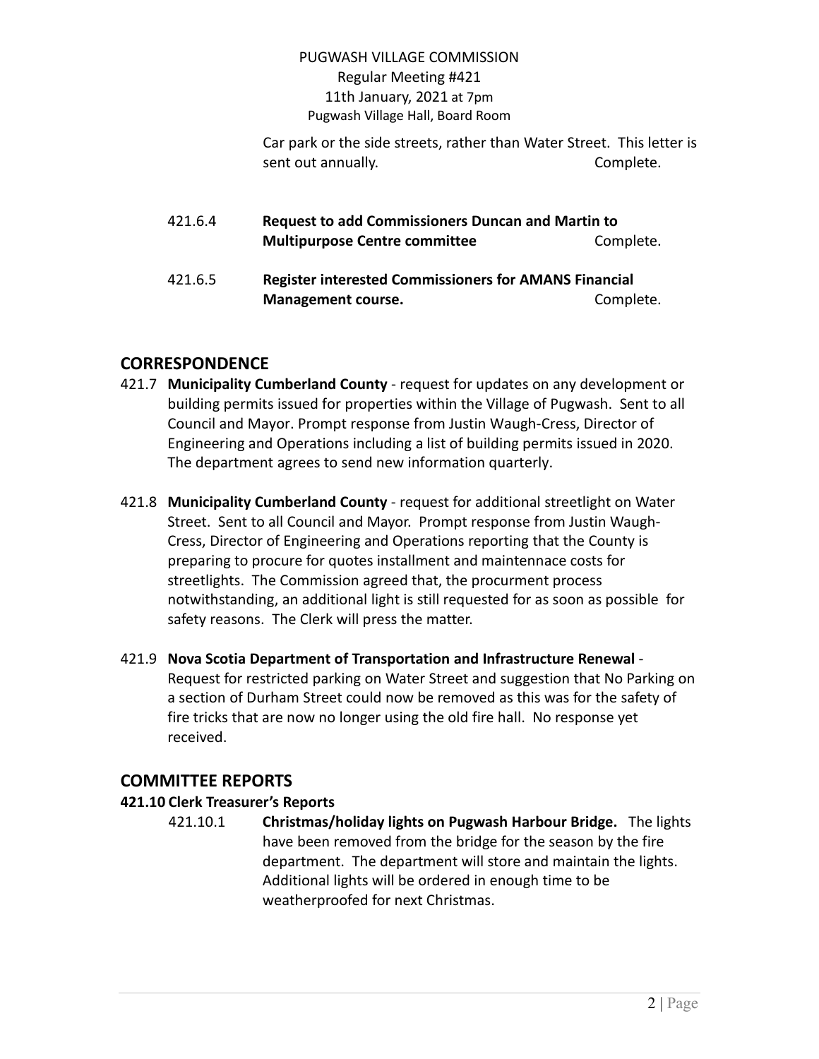Car park or the side streets, rather than Water Street. This letter is sent out annually. Complete.

421.6.4 **Request to add Commissioners Duncan and Martin to Multipurpose Centre committee** Complete.

421.6.5 **Register interested Commissioners for AMANS Financial Management course.** Complete.

## CORRESPONDENCE

421.7 **Municipality Cumberland County** - request for updates on any development or building permits issued for properties within the Village of Pugwash. Sent to all Council and Mayor. Prompt response from Justin Waugh-Cress, Director of Engineering and Operations including a list of building permits issued in 2020. The department agrees to send new information quarterly.

421.8 **Municipality Cumberland County** - request for additional streetlight on Water Street. Sent to all Council and Mayor. Prompt response from Justin Waugh-Cress, Director of Engineering and Operations reporting that the County is preparing to procure for quotes installment and maintennace costs for streetlights. The Commission agreed that, the procurment process notwithstanding, an additional light is still requested for as soon as possible for safety reasons. The Clerk will press the matter.

421.9 **Nova Scotia Department of Transportation and Infrastructure Renewal** - Request for restricted parking on Water Street and suggestion that No Parking on a section of Durham Street could now be removed as this was for the safety of fire tricks that are now no longer using the old fire hall. No response yet received.

## COMMITTEE REPORTS

### 421.10 Clerk Treasurer's Reports

421.10.1 **Christmas/holiday lights on Pugwash Harbour Bridge.** The lights have been removed from the bridge for the season by the fire department. The department will store and maintain the lights. Additional lights will be ordered in enough time to be weatherproofed for next Christmas.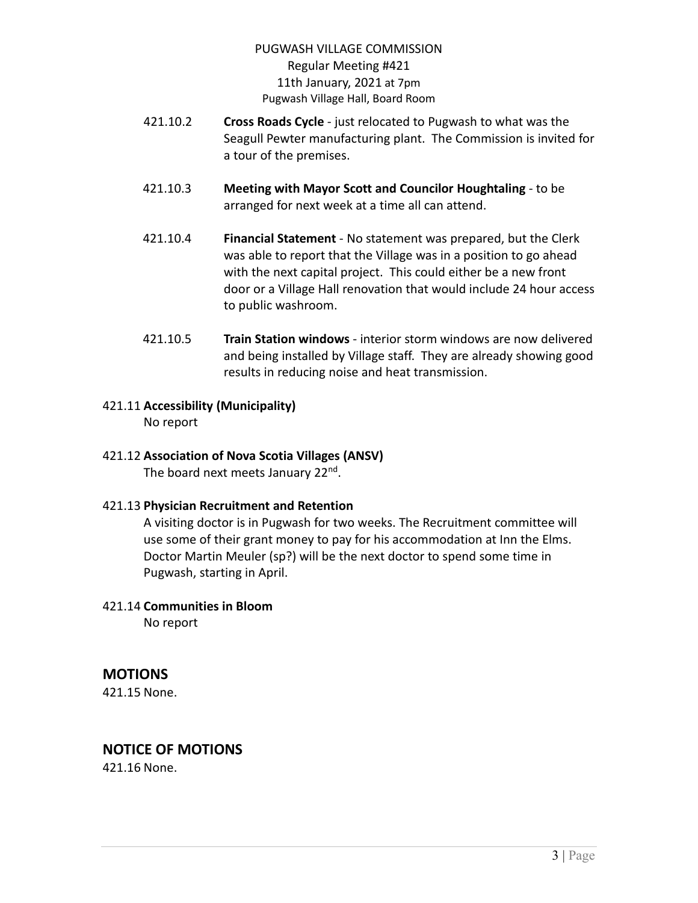421.10.2 **Cross Roads Cycle** - just relocated to Pugwash to what was the Seagull Pewter manufacturing plant. The Commission is invited for a tour of the premises.

421.10.3 **Meeting with Mayor Scott and Councilor Houghtaling** - to be arranged for next week at a time all can attend.

421.10.4 **Financial Statement** - No statement was prepared, but the Clerk was able to report that the Village was in a position to go ahead with the next capital project. This could either be a new front door or a Village Hall renovation that would include 24 hour access to public washroom.

421.10.5 **Train Station windows** - interior storm windows are now delivered and being installed by Village staff. They are already showing good results in reducing noise and heat transmission.

421.11 **Accessibility (Municipality)**

No report

421.12 **Association of Nova Scotia Villages (ANSV)**

The board next meets January 22nd.

421.13 **Physician Recruitment and Retention**

A visiting doctor is in Pugwash for two weeks. The Recruitment committee will use some of their grant money to pay for his accommodation at Inn the Elms. Doctor Martin Meuler (sp?) will be the next doctor to spend some time in Pugwash, starting in April.

421.14 **Communities in Bloom**

No report

## MOTIONS

421.15 None.

## NOTICE OF MOTIONS

421.16 None.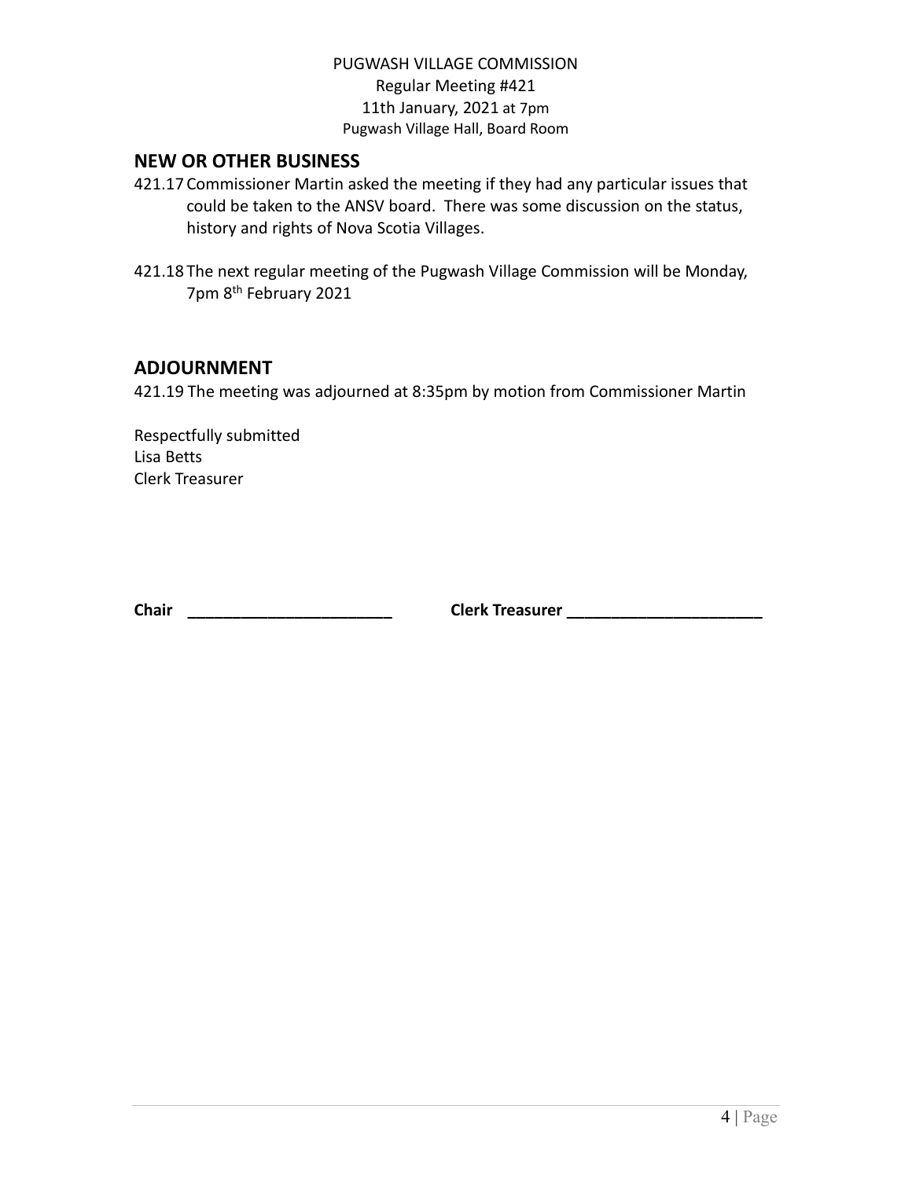PUGWASH VILLAGE COMMISSION
Regular Meeting #421
11th January, 2021 at 7pm
Pugwash Village Hall, Board Room

## NEW OR OTHER BUSINESS

421.17 Commissioner Martin asked the meeting if they had any particular issues that could be taken to the ANSV board. There was some discussion on the status, history and rights of Nova Scotia Villages.

421.18 The next regular meeting of the Pugwash Village Commission will be Monday, 7pm 8th February 2021

## ADJOURNMENT

421.19 The meeting was adjourned at 8:35pm by motion from Commissioner Martin

Respectfully submitted
Lisa Betts
Clerk Treasurer

**Chair** ________________________ **Clerk Treasurer** ______________________